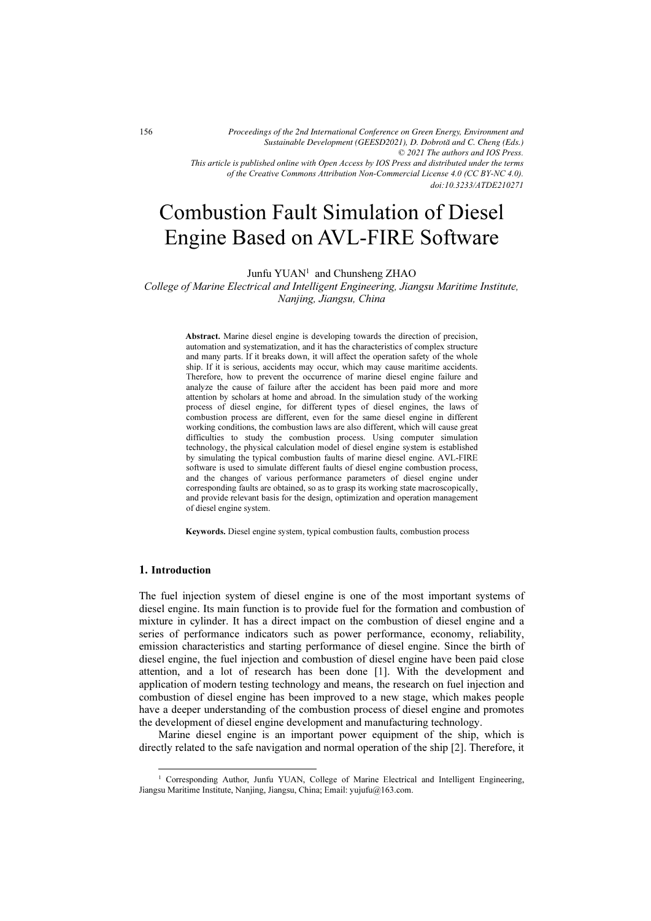*Proceedings of the 2nd International Conference on Green Energy, Environment and Sustainable Development (GEESD2021), D. Dobrotă and C. Cheng (Eds.)*
*© 2021 The authors and IOS Press.*
*This article is published online with Open Access by IOS Press and distributed under the terms of the Creative Commons Attribution Non-Commercial License 4.0 (CC BY-NC 4.0).*
*doi:10.3233/ATDE210271*

# Combustion Fault Simulation of Diesel Engine Based on AVL-FIRE Software

Junfu YUAN[1] and Chunsheng ZHAO

*College of Marine Electrical and Intelligent Engineering, Jiangsu Maritime Institute, Nanjing, Jiangsu, China*

**Abstract.** Marine diesel engine is developing towards the direction of precision, automation and systematization, and it has the characteristics of complex structure and many parts. If it breaks down, it will affect the operation safety of the whole ship. If it is serious, accidents may occur, which may cause maritime accidents. Therefore, how to prevent the occurrence of marine diesel engine failure and analyze the cause of failure after the accident has been paid more and more attention by scholars at home and abroad. In the simulation study of the working process of diesel engine, for different types of diesel engines, the laws of combustion process are different, even for the same diesel engine in different working conditions, the combustion laws are also different, which will cause great difficulties to study the combustion process. Using computer simulation technology, the physical calculation model of diesel engine system is established by simulating the typical combustion faults of marine diesel engine. AVL-FIRE software is used to simulate different faults of diesel engine combustion process, and the changes of various performance parameters of diesel engine under corresponding faults are obtained, so as to grasp its working state macroscopically, and provide relevant basis for the design, optimization and operation management of diesel engine system.

**Keywords.** Diesel engine system, typical combustion faults, combustion process

## 1. Introduction

The fuel injection system of diesel engine is one of the most important systems of diesel engine. Its main function is to provide fuel for the formation and combustion of mixture in cylinder. It has a direct impact on the combustion of diesel engine and a series of performance indicators such as power performance, economy, reliability, emission characteristics and starting performance of diesel engine. Since the birth of diesel engine, the fuel injection and combustion of diesel engine have been paid close attention, and a lot of research has been done [1]. With the development and application of modern testing technology and means, the research on fuel injection and combustion of diesel engine has been improved to a new stage, which makes people have a deeper understanding of the combustion process of diesel engine and promotes the development of diesel engine development and manufacturing technology.

Marine diesel engine is an important power equipment of the ship, which is directly related to the safe navigation and normal operation of the ship [2]. Therefore, it

[1] Corresponding Author, Junfu YUAN, College of Marine Electrical and Intelligent Engineering, Jiangsu Maritime Institute, Nanjing, Jiangsu, China; Email: yujufu@163.com.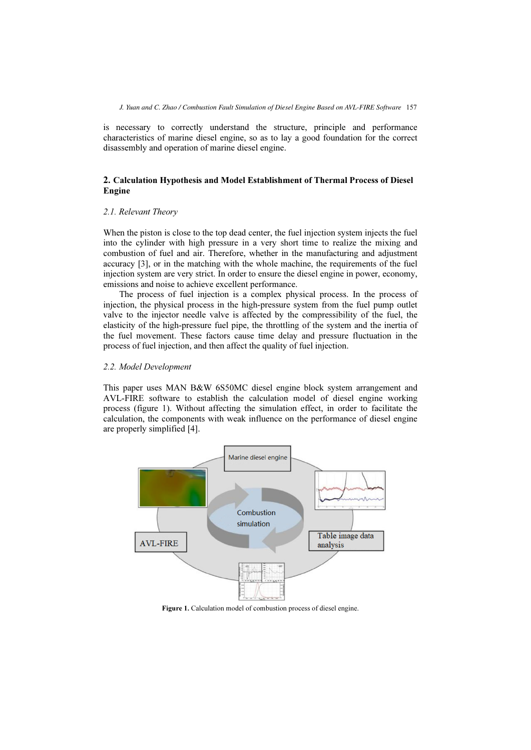is necessary to correctly understand the structure, principle and performance characteristics of marine diesel engine, so as to lay a good foundation for the correct disassembly and operation of marine diesel engine.

## 2. Calculation Hypothesis and Model Establishment of Thermal Process of Diesel Engine

### *2.1. Relevant Theory*

When the piston is close to the top dead center, the fuel injection system injects the fuel into the cylinder with high pressure in a very short time to realize the mixing and combustion of fuel and air. Therefore, whether in the manufacturing and adjustment accuracy [3], or in the matching with the whole machine, the requirements of the fuel injection system are very strict. In order to ensure the diesel engine in power, economy, emissions and noise to achieve excellent performance.

The process of fuel injection is a complex physical process. In the process of injection, the physical process in the high-pressure system from the fuel pump outlet valve to the injector needle valve is affected by the compressibility of the fuel, the elasticity of the high-pressure fuel pipe, the throttling of the system and the inertia of the fuel movement. These factors cause time delay and pressure fluctuation in the process of fuel injection, and then affect the quality of fuel injection.

### *2.2. Model Development*

This paper uses MAN B&W 6S50MC diesel engine block system arrangement and AVL-FIRE software to establish the calculation model of diesel engine working process (figure 1). Without affecting the simulation effect, in order to facilitate the calculation, the components with weak influence on the performance of diesel engine are properly simplified [4].

**Figure 1.** Calculation model of combustion process of diesel engine.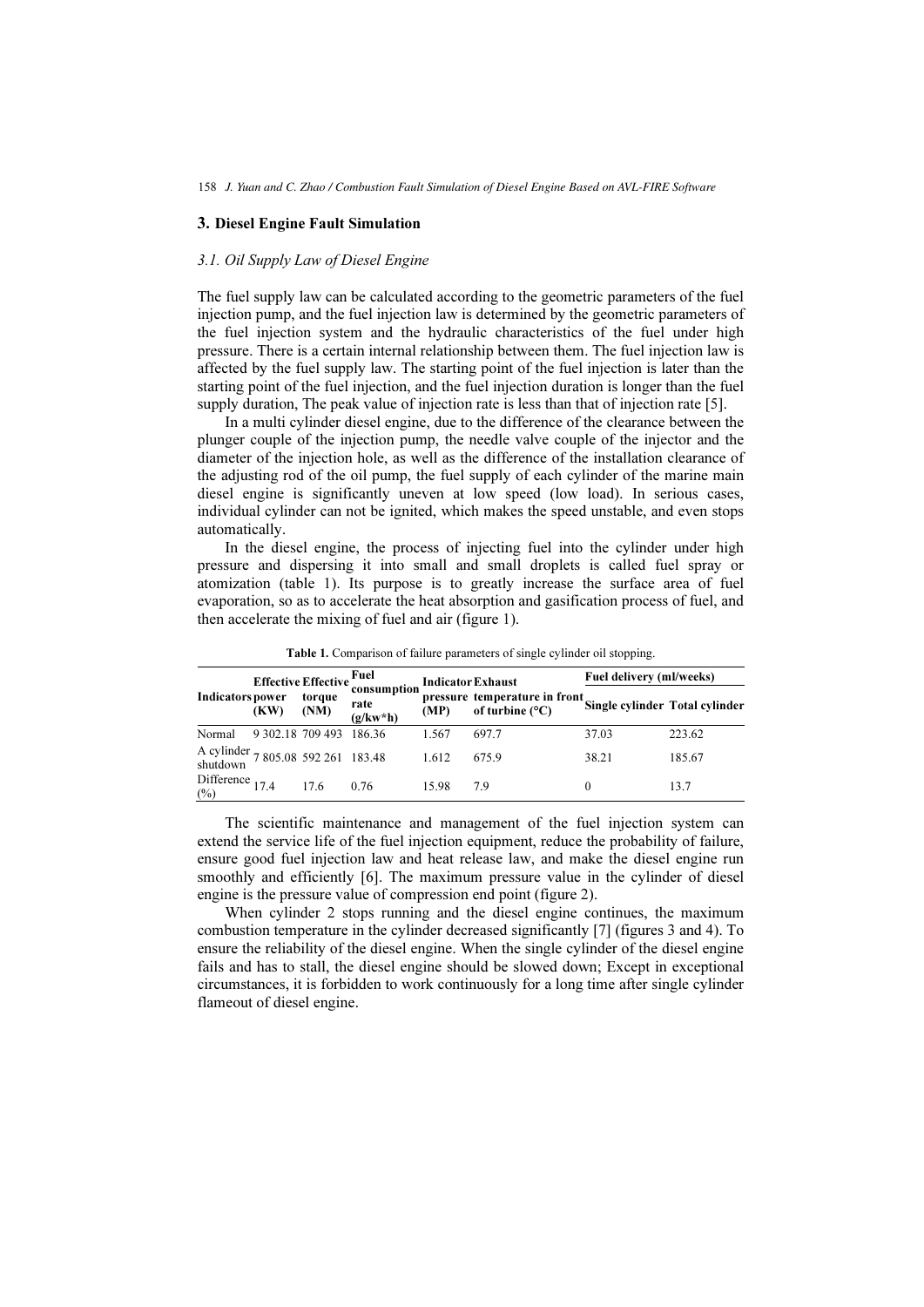## 3. Diesel Engine Fault Simulation

### *3.1. Oil Supply Law of Diesel Engine*

The fuel supply law can be calculated according to the geometric parameters of the fuel injection pump, and the fuel injection law is determined by the geometric parameters of the fuel injection system and the hydraulic characteristics of the fuel under high pressure. There is a certain internal relationship between them. The fuel injection law is affected by the fuel supply law. The starting point of the fuel injection is later than the starting point of the fuel injection, and the fuel injection duration is longer than the fuel supply duration, The peak value of injection rate is less than that of injection rate [5].

In a multi cylinder diesel engine, due to the difference of the clearance between the plunger couple of the injection pump, the needle valve couple of the injector and the diameter of the injection hole, as well as the difference of the installation clearance of the adjusting rod of the oil pump, the fuel supply of each cylinder of the marine main diesel engine is significantly uneven at low speed (low load). In serious cases, individual cylinder can not be ignited, which makes the speed unstable, and even stops automatically.

In the diesel engine, the process of injecting fuel into the cylinder under high pressure and dispersing it into small and small droplets is called fuel spray or atomization (table 1). Its purpose is to greatly increase the surface area of fuel evaporation, so as to accelerate the heat absorption and gasification process of fuel, and then accelerate the mixing of fuel and air (figure 1).

**Table 1.** Comparison of failure parameters of single cylinder oil stopping.

| Indicators | Effective power (KW) | Effective torque (NM) | Fuel consumption rate (g/kw*h) | Indicator pressure (MP) | Exhaust temperature in front of turbine (°C) | Fuel delivery (ml/weeks) | |
|---|---|---|---|---|---|---|---|
| | | | | | | Single cylinder | Total cylinder |
| Normal | 9 302.18 | 709 493 | 186.36 | 1.567 | 697.7 | 37.03 | 223.62 |
| A cylinder shutdown | 7 805.08 | 592 261 | 183.48 | 1.612 | 675.9 | 38.21 | 185.67 |
| Difference (%) | 17.4 | 17.6 | 0.76 | 15.98 | 7.9 | 0 | 13.7 |

The scientific maintenance and management of the fuel injection system can extend the service life of the fuel injection equipment, reduce the probability of failure, ensure good fuel injection law and heat release law, and make the diesel engine run smoothly and efficiently [6]. The maximum pressure value in the cylinder of diesel engine is the pressure value of compression end point (figure 2).

When cylinder 2 stops running and the diesel engine continues, the maximum combustion temperature in the cylinder decreased significantly [7] (figures 3 and 4). To ensure the reliability of the diesel engine. When the single cylinder of the diesel engine fails and has to stall, the diesel engine should be slowed down; Except in exceptional circumstances, it is forbidden to work continuously for a long time after single cylinder flameout of diesel engine.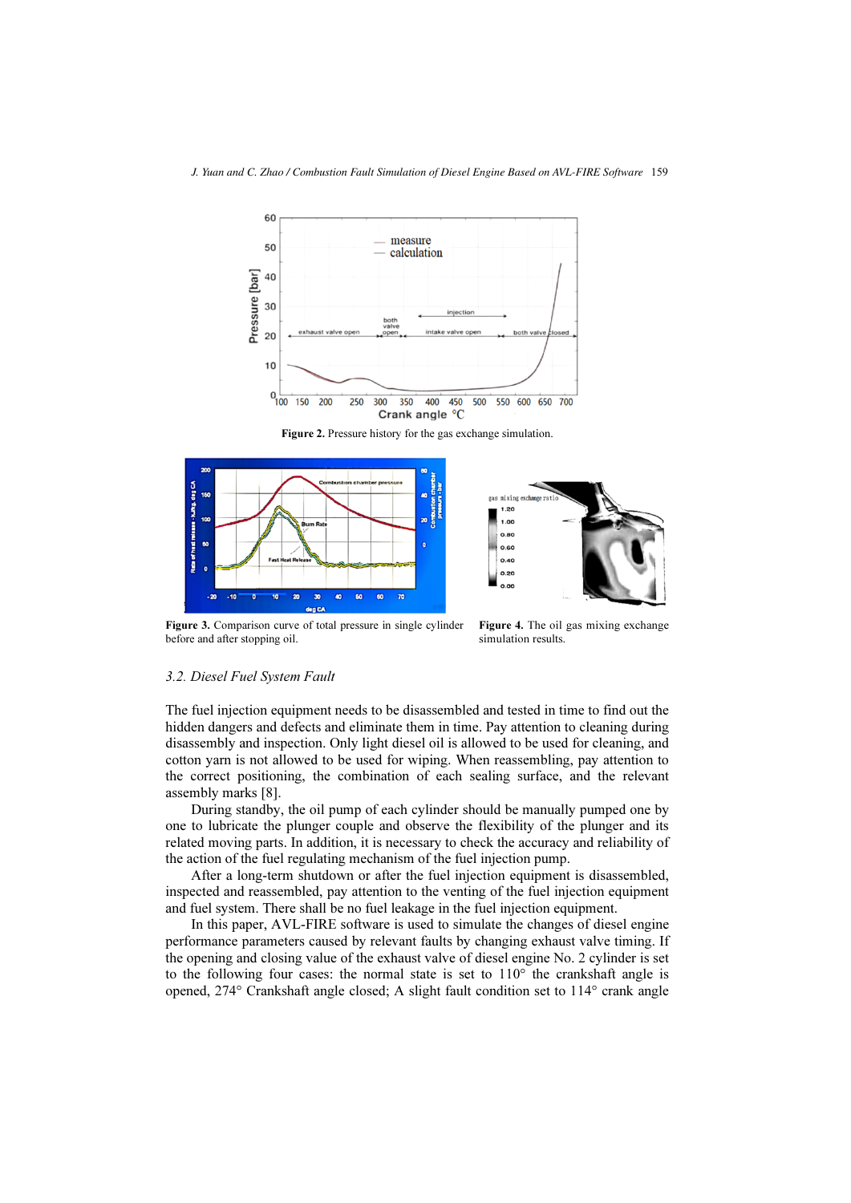Figure 2. Pressure history for the gas exchange simulation.

Figure 3. Comparison curve of total pressure in single cylinder before and after stopping oil.

Figure 4. The oil gas mixing exchange simulation results.

### 3.2. Diesel Fuel System Fault

The fuel injection equipment needs to be disassembled and tested in time to find out the hidden dangers and defects and eliminate them in time. Pay attention to cleaning during disassembly and inspection. Only light diesel oil is allowed to be used for cleaning, and cotton yarn is not allowed to be used for wiping. When reassembling, pay attention to the correct positioning, the combination of each sealing surface, and the relevant assembly marks [8].

During standby, the oil pump of each cylinder should be manually pumped one by one to lubricate the plunger couple and observe the flexibility of the plunger and its related moving parts. In addition, it is necessary to check the accuracy and reliability of the action of the fuel regulating mechanism of the fuel injection pump.

After a long-term shutdown or after the fuel injection equipment is disassembled, inspected and reassembled, pay attention to the venting of the fuel injection equipment and fuel system. There shall be no fuel leakage in the fuel injection equipment.

In this paper, AVL-FIRE software is used to simulate the changes of diesel engine performance parameters caused by relevant faults by changing exhaust valve timing. If the opening and closing value of the exhaust valve of diesel engine No. 2 cylinder is set to the following four cases: the normal state is set to 110° the crankshaft angle is opened, 274° Crankshaft angle closed; A slight fault condition set to 114° crank angle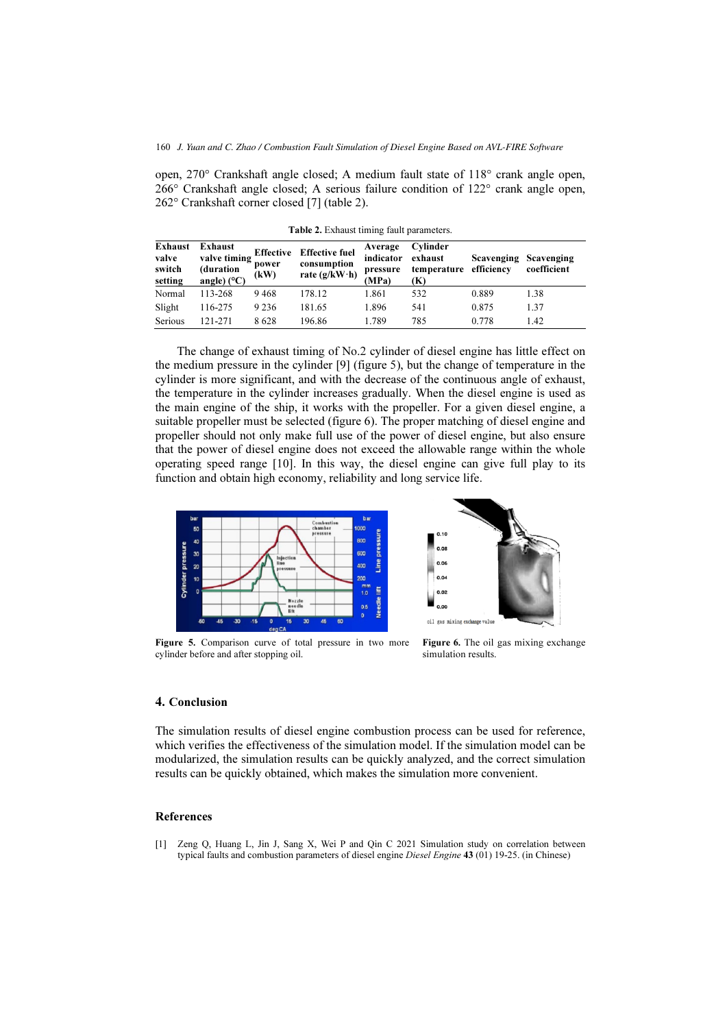open, 270° Crankshaft angle closed; A medium fault state of 118° crank angle open, 266° Crankshaft angle closed; A serious failure condition of 122° crank angle open, 262° Crankshaft corner closed [7] (table 2).

**Table 2.** Exhaust timing fault parameters.

| Exhaust valve switch setting | Exhaust valve timing (duration angle) (°C) | Effective power (kW) | Effective fuel consumption rate (g/kW·h) | Average indicator pressure (MPa) | Cylinder exhaust temperature (K) | Scavenging efficiency | Scavenging coefficient |
|---|---|---|---|---|---|---|---|
| Normal | 113-268 | 9 468 | 178.12 | 1.861 | 532 | 0.889 | 1.38 |
| Slight | 116-275 | 9 236 | 181.65 | 1.896 | 541 | 0.875 | 1.37 |
| Serious | 121-271 | 8 628 | 196.86 | 1.789 | 785 | 0.778 | 1.42 |

The change of exhaust timing of No.2 cylinder of diesel engine has little effect on the medium pressure in the cylinder [9] (figure 5), but the change of temperature in the cylinder is more significant, and with the decrease of the continuous angle of exhaust, the temperature in the cylinder increases gradually. When the diesel engine is used as the main engine of the ship, it works with the propeller. For a given diesel engine, a suitable propeller must be selected (figure 6). The proper matching of diesel engine and propeller should not only make full use of the power of diesel engine, but also ensure that the power of diesel engine does not exceed the allowable range within the whole operating speed range [10]. In this way, the diesel engine can give full play to its function and obtain high economy, reliability and long service life.

**Figure 5.** Comparison curve of total pressure in two more cylinder before and after stopping oil.

**Figure 6.** The oil gas mixing exchange simulation results.

## 4. Conclusion

The simulation results of diesel engine combustion process can be used for reference, which verifies the effectiveness of the simulation model. If the simulation model can be modularized, the simulation results can be quickly analyzed, and the correct simulation results can be quickly obtained, which makes the simulation more convenient.

## References

[1] Zeng Q, Huang L, Jin J, Sang X, Wei P and Qin C 2021 Simulation study on correlation between typical faults and combustion parameters of diesel engine *Diesel Engine* **43** (01) 19-25. (in Chinese)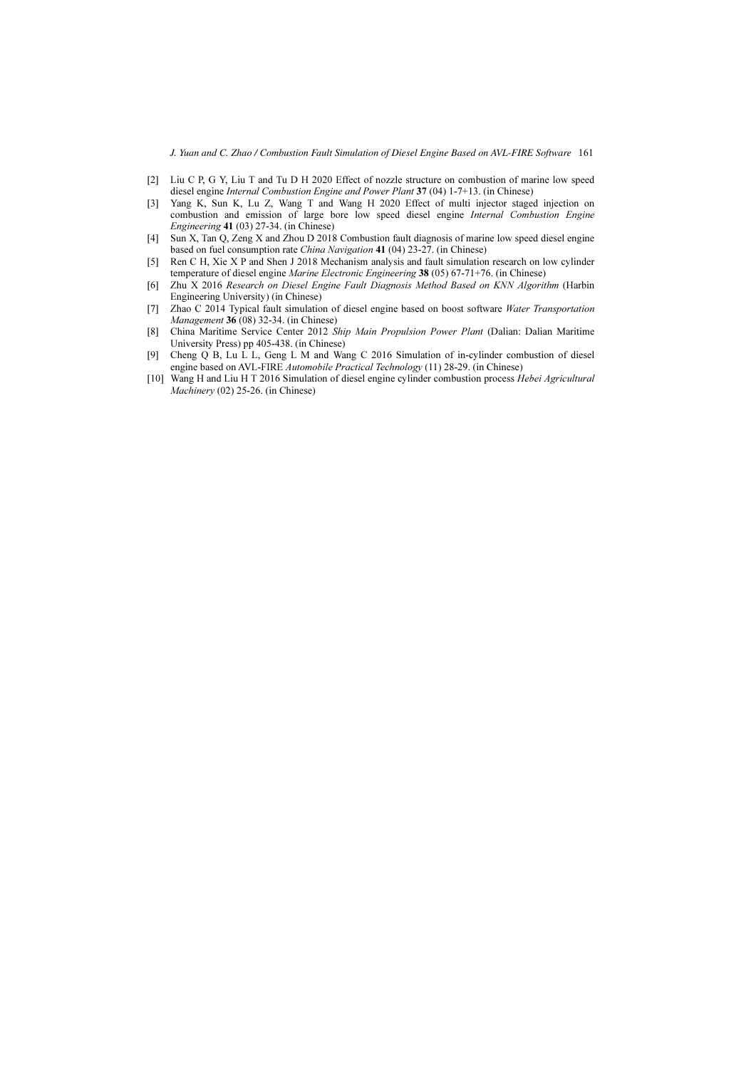[2] Liu C P, G Y, Liu T and Tu D H 2020 Effect of nozzle structure on combustion of marine low speed diesel engine *Internal Combustion Engine and Power Plant* **37** (04) 1-7+13. (in Chinese)

[3] Yang K, Sun K, Lu Z, Wang T and Wang H 2020 Effect of multi injector staged injection on combustion and emission of large bore low speed diesel engine *Internal Combustion Engine Engineering* **41** (03) 27-34. (in Chinese)

[4] Sun X, Tan Q, Zeng X and Zhou D 2018 Combustion fault diagnosis of marine low speed diesel engine based on fuel consumption rate *China Navigation* **41** (04) 23-27. (in Chinese)

[5] Ren C H, Xie X P and Shen J 2018 Mechanism analysis and fault simulation research on low cylinder temperature of diesel engine *Marine Electronic Engineering* **38** (05) 67-71+76. (in Chinese)

[6] Zhu X 2016 *Research on Diesel Engine Fault Diagnosis Method Based on KNN Algorithm* (Harbin Engineering University) (in Chinese)

[7] Zhao C 2014 Typical fault simulation of diesel engine based on boost software *Water Transportation Management* **36** (08) 32-34. (in Chinese)

[8] China Maritime Service Center 2012 *Ship Main Propulsion Power Plant* (Dalian: Dalian Maritime University Press) pp 405-438. (in Chinese)

[9] Cheng Q B, Lu L L, Geng L M and Wang C 2016 Simulation of in-cylinder combustion of diesel engine based on AVL-FIRE *Automobile Practical Technology* (11) 28-29. (in Chinese)

[10] Wang H and Liu H T 2016 Simulation of diesel engine cylinder combustion process *Hebei Agricultural Machinery* (02) 25-26. (in Chinese)